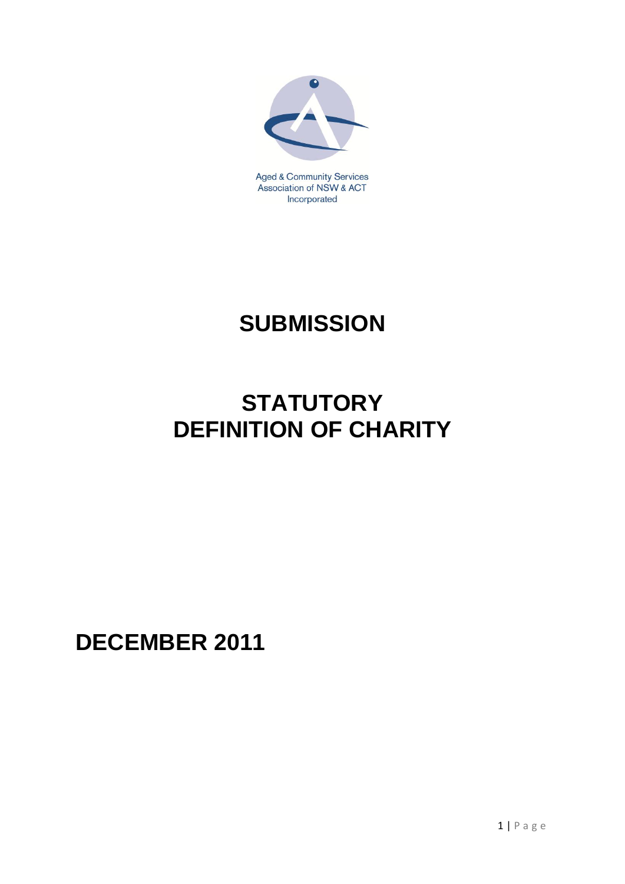Aged & Community Services
Association of NSW & ACT
Incorporated

# SUBMISSION

# STATUTORY DEFINITION OF CHARITY

## DECEMBER 2011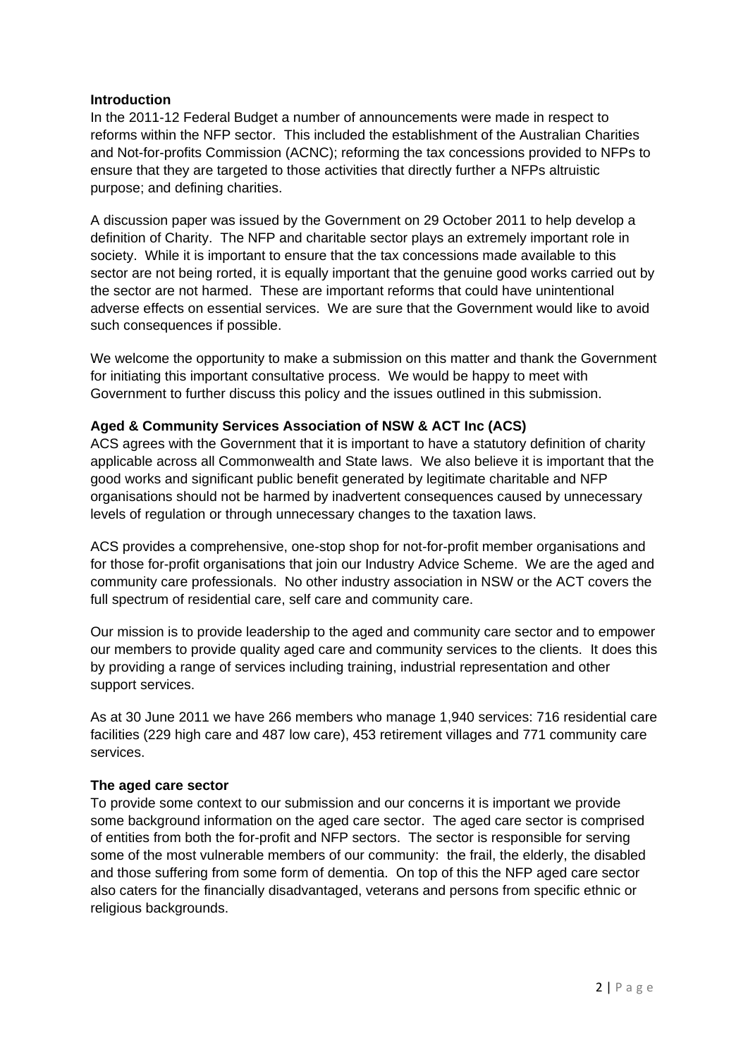## Introduction

In the 2011-12 Federal Budget a number of announcements were made in respect to reforms within the NFP sector. This included the establishment of the Australian Charities and Not-for-profits Commission (ACNC); reforming the tax concessions provided to NFPs to ensure that they are targeted to those activities that directly further a NFPs altruistic purpose; and defining charities.

A discussion paper was issued by the Government on 29 October 2011 to help develop a definition of Charity. The NFP and charitable sector plays an extremely important role in society. While it is important to ensure that the tax concessions made available to this sector are not being rorted, it is equally important that the genuine good works carried out by the sector are not harmed. These are important reforms that could have unintentional adverse effects on essential services. We are sure that the Government would like to avoid such consequences if possible.

We welcome the opportunity to make a submission on this matter and thank the Government for initiating this important consultative process. We would be happy to meet with Government to further discuss this policy and the issues outlined in this submission.

## Aged & Community Services Association of NSW & ACT Inc (ACS)

ACS agrees with the Government that it is important to have a statutory definition of charity applicable across all Commonwealth and State laws. We also believe it is important that the good works and significant public benefit generated by legitimate charitable and NFP organisations should not be harmed by inadvertent consequences caused by unnecessary levels of regulation or through unnecessary changes to the taxation laws.

ACS provides a comprehensive, one-stop shop for not-for-profit member organisations and for those for-profit organisations that join our Industry Advice Scheme. We are the aged and community care professionals. No other industry association in NSW or the ACT covers the full spectrum of residential care, self care and community care.

Our mission is to provide leadership to the aged and community care sector and to empower our members to provide quality aged care and community services to the clients. It does this by providing a range of services including training, industrial representation and other support services.

As at 30 June 2011 we have 266 members who manage 1,940 services: 716 residential care facilities (229 high care and 487 low care), 453 retirement villages and 771 community care services.

## The aged care sector

To provide some context to our submission and our concerns it is important we provide some background information on the aged care sector. The aged care sector is comprised of entities from both the for-profit and NFP sectors. The sector is responsible for serving some of the most vulnerable members of our community: the frail, the elderly, the disabled and those suffering from some form of dementia. On top of this the NFP aged care sector also caters for the financially disadvantaged, veterans and persons from specific ethnic or religious backgrounds.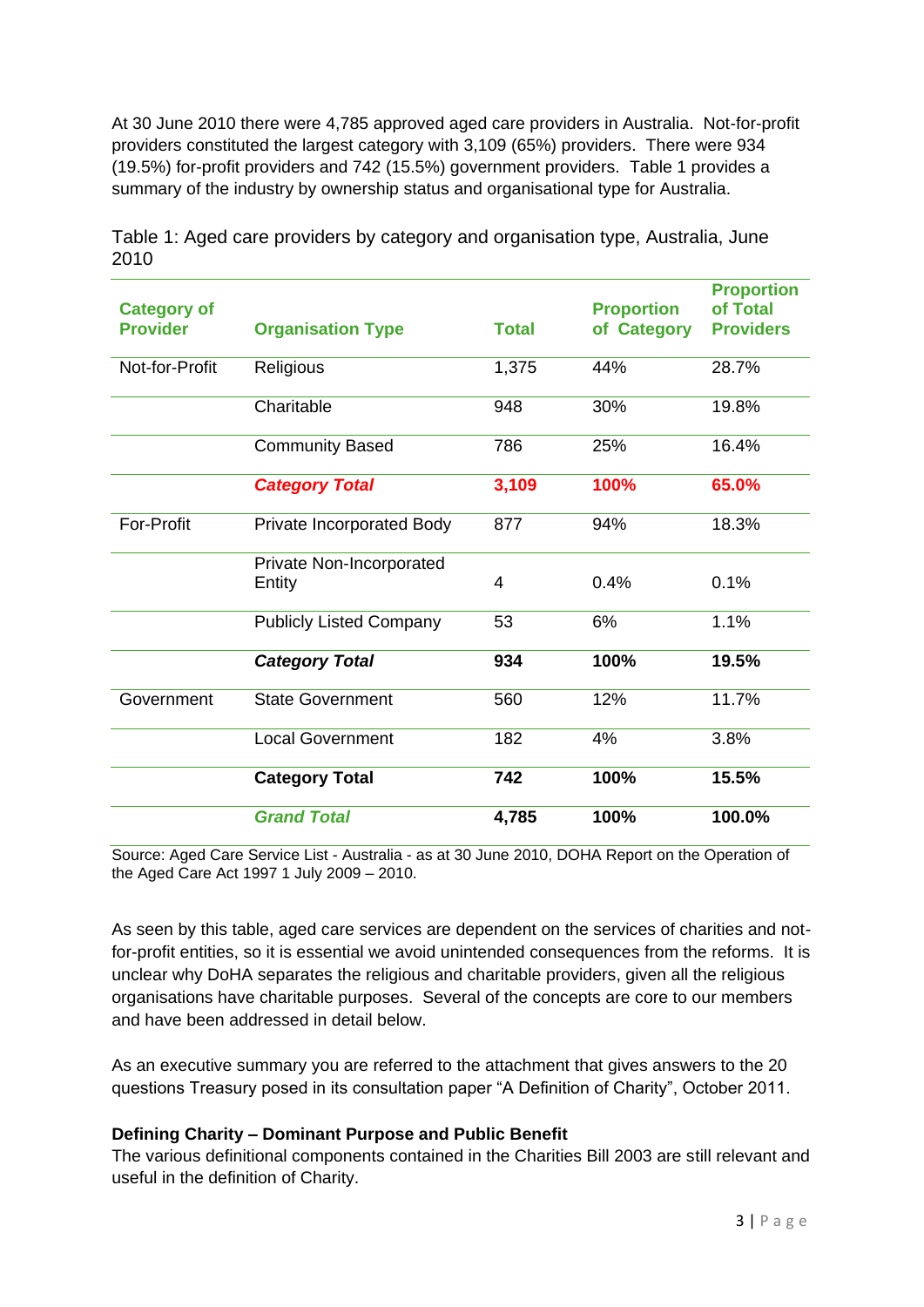At 30 June 2010 there were 4,785 approved aged care providers in Australia. Not-for-profit providers constituted the largest category with 3,109 (65%) providers. There were 934 (19.5%) for-profit providers and 742 (15.5%) government providers. Table 1 provides a summary of the industry by ownership status and organisational type for Australia.

Table 1: Aged care providers by category and organisation type, Australia, June 2010

| Category of Provider | Organisation Type | Total | Proportion of Category | Proportion of Total Providers |
|---|---|---|---|---|
| Not-for-Profit | Religious | 1,375 | 44% | 28.7% |
| | Charitable | 948 | 30% | 19.8% |
| | Community Based | 786 | 25% | 16.4% |
| | ***Category Total*** | **3,109** | **100%** | **65.0%** |
| For-Profit | Private Incorporated Body | 877 | 94% | 18.3% |
| | Private Non-Incorporated Entity | 4 | 0.4% | 0.1% |
| | Publicly Listed Company | 53 | 6% | 1.1% |
| | ***Category Total*** | **934** | **100%** | **19.5%** |
| Government | State Government | 560 | 12% | 11.7% |
| | Local Government | 182 | 4% | 3.8% |
| | **Category Total** | **742** | **100%** | **15.5%** |
| | ***Grand Total*** | **4,785** | **100%** | **100.0%** |

Source: Aged Care Service List - Australia - as at 30 June 2010, DOHA Report on the Operation of the Aged Care Act 1997 1 July 2009 – 2010.

As seen by this table, aged care services are dependent on the services of charities and not-for-profit entities, so it is essential we avoid unintended consequences from the reforms. It is unclear why DoHA separates the religious and charitable providers, given all the religious organisations have charitable purposes. Several of the concepts are core to our members and have been addressed in detail below.

As an executive summary you are referred to the attachment that gives answers to the 20 questions Treasury posed in its consultation paper "A Definition of Charity", October 2011.

**Defining Charity – Dominant Purpose and Public Benefit**

The various definitional components contained in the Charities Bill 2003 are still relevant and useful in the definition of Charity.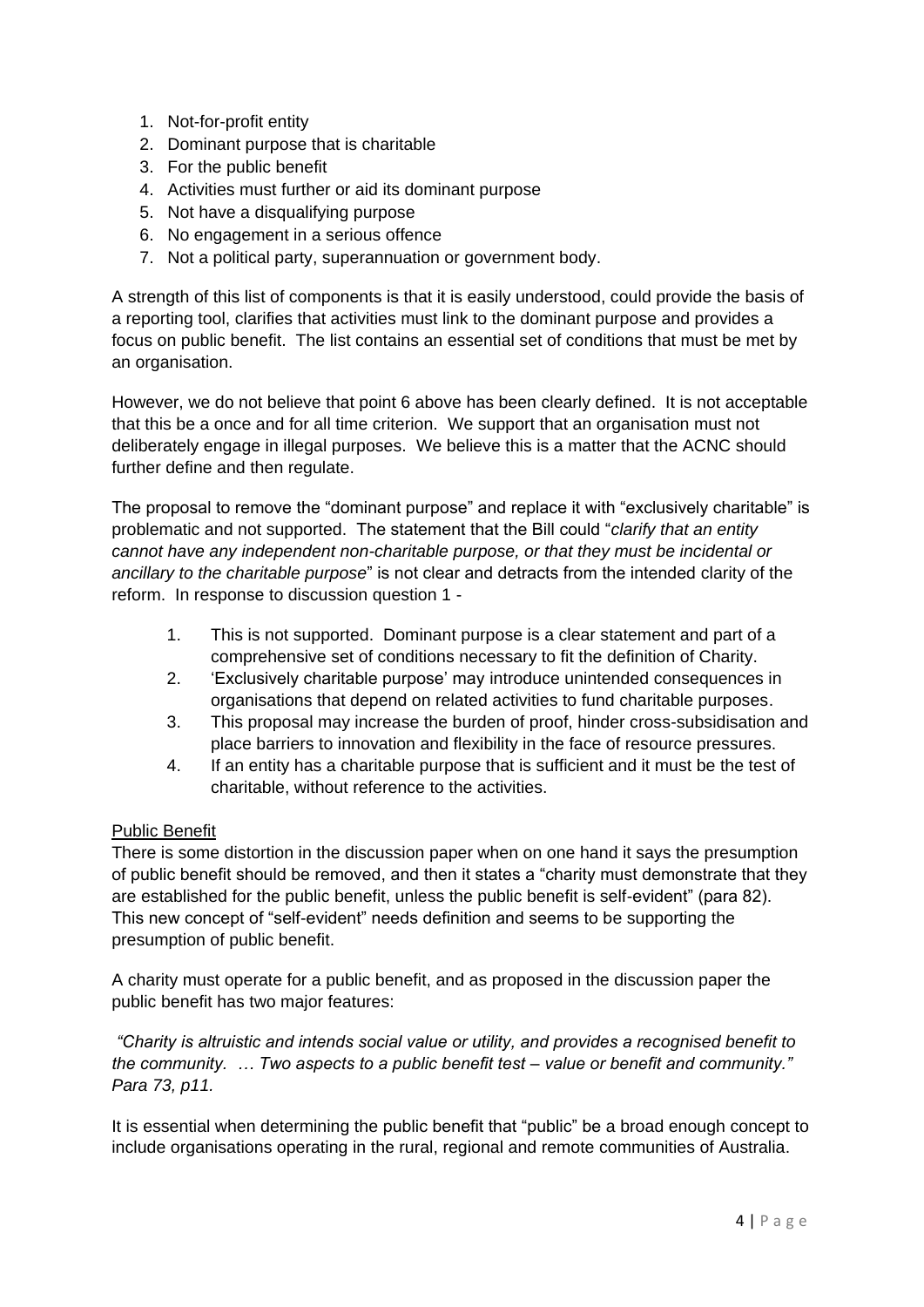1. Not-for-profit entity
2. Dominant purpose that is charitable
3. For the public benefit
4. Activities must further or aid its dominant purpose
5. Not have a disqualifying purpose
6. No engagement in a serious offence
7. Not a political party, superannuation or government body.

A strength of this list of components is that it is easily understood, could provide the basis of a reporting tool, clarifies that activities must link to the dominant purpose and provides a focus on public benefit. The list contains an essential set of conditions that must be met by an organisation.

However, we do not believe that point 6 above has been clearly defined. It is not acceptable that this be a once and for all time criterion. We support that an organisation must not deliberately engage in illegal purposes. We believe this is a matter that the ACNC should further define and then regulate.

The proposal to remove the "dominant purpose" and replace it with "exclusively charitable" is problematic and not supported. The statement that the Bill could "*clarify that an entity cannot have any independent non-charitable purpose, or that they must be incidental or ancillary to the charitable purpose*" is not clear and detracts from the intended clarity of the reform. In response to discussion question 1 -

1. This is not supported. Dominant purpose is a clear statement and part of a comprehensive set of conditions necessary to fit the definition of Charity.
2. 'Exclusively charitable purpose' may introduce unintended consequences in organisations that depend on related activities to fund charitable purposes.
3. This proposal may increase the burden of proof, hinder cross-subsidisation and place barriers to innovation and flexibility in the face of resource pressures.
4. If an entity has a charitable purpose that is sufficient and it must be the test of charitable, without reference to the activities.

<u>Public Benefit</u>

There is some distortion in the discussion paper when on one hand it says the presumption of public benefit should be removed, and then it states a "charity must demonstrate that they are established for the public benefit, unless the public benefit is self-evident" (para 82). This new concept of "self-evident" needs definition and seems to be supporting the presumption of public benefit.

A charity must operate for a public benefit, and as proposed in the discussion paper the public benefit has two major features:

*"Charity is altruistic and intends social value or utility, and provides a recognised benefit to the community. … Two aspects to a public benefit test – value or benefit and community." Para 73, p11.*

It is essential when determining the public benefit that "public" be a broad enough concept to include organisations operating in the rural, regional and remote communities of Australia.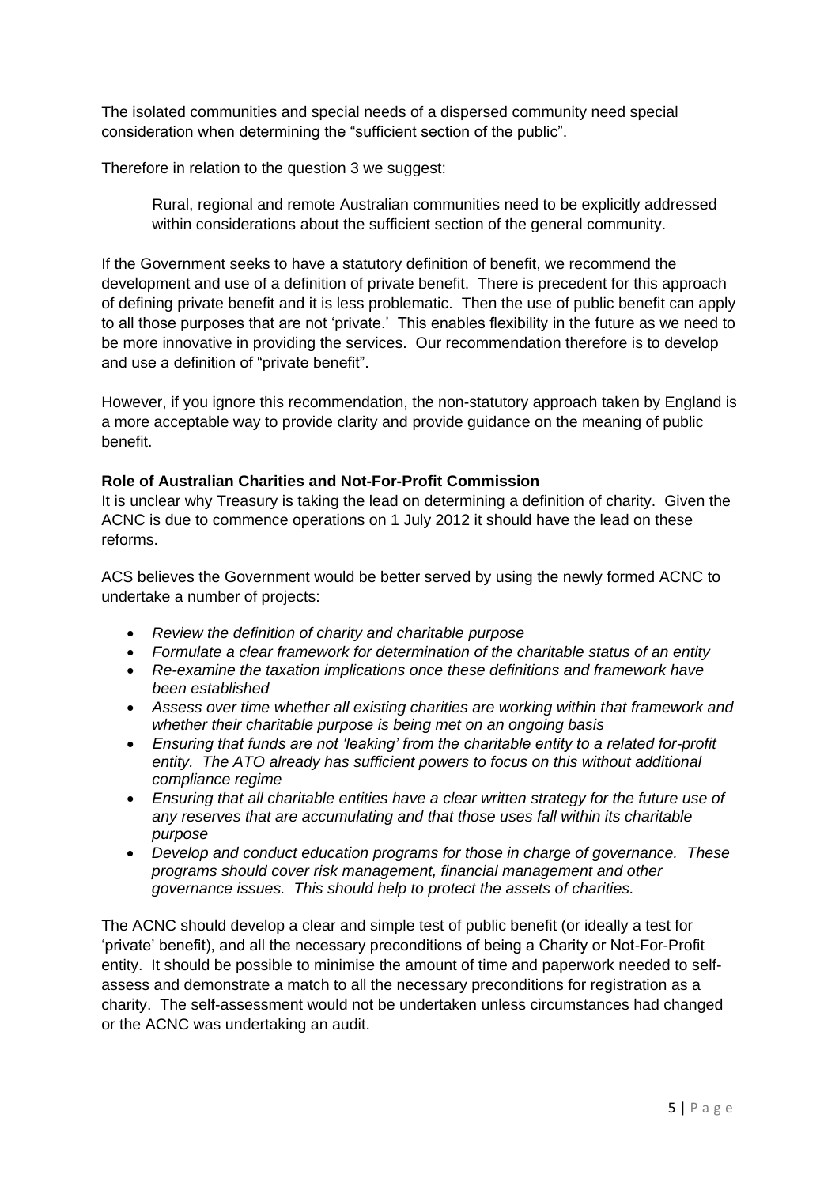The isolated communities and special needs of a dispersed community need special consideration when determining the "sufficient section of the public".

Therefore in relation to the question 3 we suggest:

> Rural, regional and remote Australian communities need to be explicitly addressed within considerations about the sufficient section of the general community.

If the Government seeks to have a statutory definition of benefit, we recommend the development and use of a definition of private benefit. There is precedent for this approach of defining private benefit and it is less problematic. Then the use of public benefit can apply to all those purposes that are not 'private.' This enables flexibility in the future as we need to be more innovative in providing the services. Our recommendation therefore is to develop and use a definition of "private benefit".

However, if you ignore this recommendation, the non-statutory approach taken by England is a more acceptable way to provide clarity and provide guidance on the meaning of public benefit.

**Role of Australian Charities and Not-For-Profit Commission**

It is unclear why Treasury is taking the lead on determining a definition of charity. Given the ACNC is due to commence operations on 1 July 2012 it should have the lead on these reforms.

ACS believes the Government would be better served by using the newly formed ACNC to undertake a number of projects:

- *Review the definition of charity and charitable purpose*
- *Formulate a clear framework for determination of the charitable status of an entity*
- *Re-examine the taxation implications once these definitions and framework have been established*
- *Assess over time whether all existing charities are working within that framework and whether their charitable purpose is being met on an ongoing basis*
- *Ensuring that funds are not 'leaking' from the charitable entity to a related for-profit entity. The ATO already has sufficient powers to focus on this without additional compliance regime*
- *Ensuring that all charitable entities have a clear written strategy for the future use of any reserves that are accumulating and that those uses fall within its charitable purpose*
- *Develop and conduct education programs for those in charge of governance. These programs should cover risk management, financial management and other governance issues. This should help to protect the assets of charities.*

The ACNC should develop a clear and simple test of public benefit (or ideally a test for 'private' benefit), and all the necessary preconditions of being a Charity or Not-For-Profit entity. It should be possible to minimise the amount of time and paperwork needed to self-assess and demonstrate a match to all the necessary preconditions for registration as a charity. The self-assessment would not be undertaken unless circumstances had changed or the ACNC was undertaking an audit.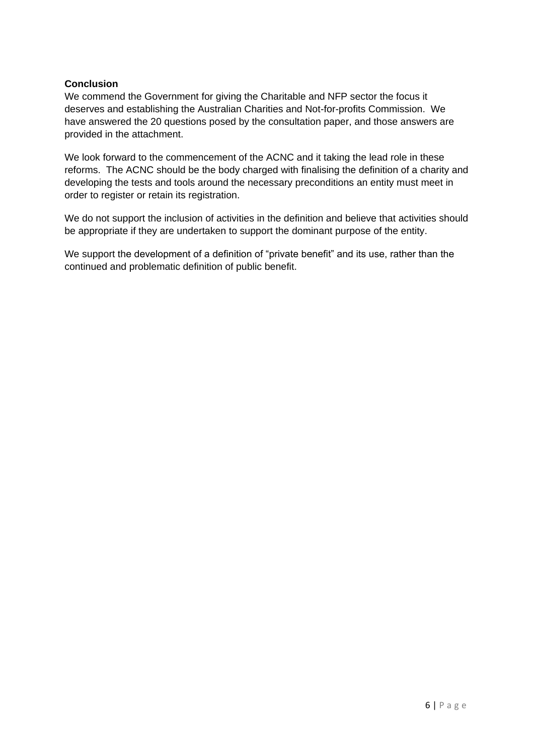**Conclusion**

We commend the Government for giving the Charitable and NFP sector the focus it deserves and establishing the Australian Charities and Not-for-profits Commission. We have answered the 20 questions posed by the consultation paper, and those answers are provided in the attachment.

We look forward to the commencement of the ACNC and it taking the lead role in these reforms. The ACNC should be the body charged with finalising the definition of a charity and developing the tests and tools around the necessary preconditions an entity must meet in order to register or retain its registration.

We do not support the inclusion of activities in the definition and believe that activities should be appropriate if they are undertaken to support the dominant purpose of the entity.

We support the development of a definition of "private benefit" and its use, rather than the continued and problematic definition of public benefit.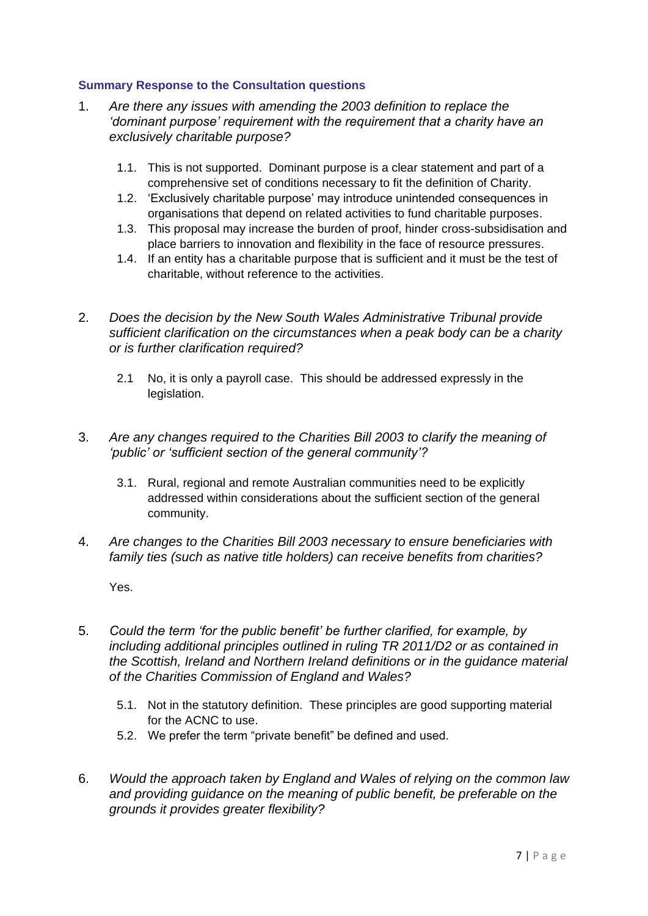### Summary Response to the Consultation questions

1. *Are there any issues with amending the 2003 definition to replace the 'dominant purpose' requirement with the requirement that a charity have an exclusively charitable purpose?*

   1.1. This is not supported. Dominant purpose is a clear statement and part of a comprehensive set of conditions necessary to fit the definition of Charity.

   1.2. 'Exclusively charitable purpose' may introduce unintended consequences in organisations that depend on related activities to fund charitable purposes.

   1.3. This proposal may increase the burden of proof, hinder cross-subsidisation and place barriers to innovation and flexibility in the face of resource pressures.

   1.4. If an entity has a charitable purpose that is sufficient and it must be the test of charitable, without reference to the activities.

2. *Does the decision by the New South Wales Administrative Tribunal provide sufficient clarification on the circumstances when a peak body can be a charity or is further clarification required?*

   2.1 No, it is only a payroll case. This should be addressed expressly in the legislation.

3. *Are any changes required to the Charities Bill 2003 to clarify the meaning of 'public' or 'sufficient section of the general community'?*

   3.1. Rural, regional and remote Australian communities need to be explicitly addressed within considerations about the sufficient section of the general community.

4. *Are changes to the Charities Bill 2003 necessary to ensure beneficiaries with family ties (such as native title holders) can receive benefits from charities?*

   Yes.

5. *Could the term 'for the public benefit' be further clarified, for example, by including additional principles outlined in ruling TR 2011/D2 or as contained in the Scottish, Ireland and Northern Ireland definitions or in the guidance material of the Charities Commission of England and Wales?*

   5.1. Not in the statutory definition. These principles are good supporting material for the ACNC to use.

   5.2. We prefer the term "private benefit" be defined and used.

6. *Would the approach taken by England and Wales of relying on the common law and providing guidance on the meaning of public benefit, be preferable on the grounds it provides greater flexibility?*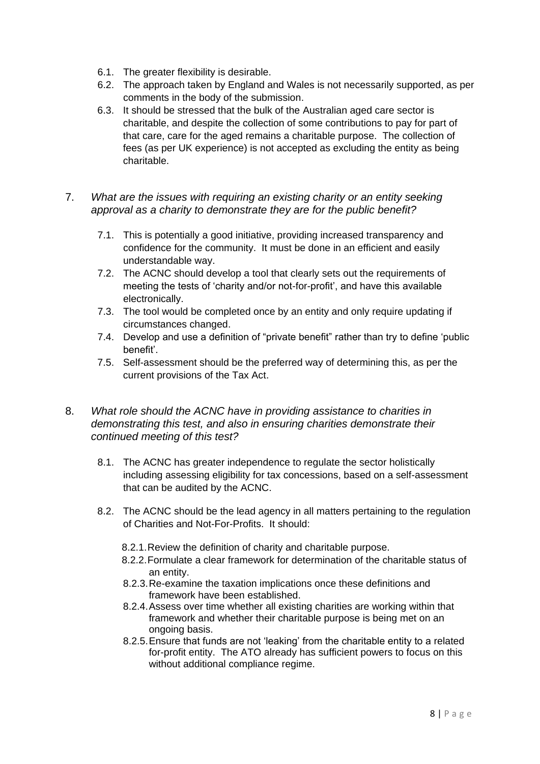6.1. The greater flexibility is desirable.

6.2. The approach taken by England and Wales is not necessarily supported, as per comments in the body of the submission.

6.3. It should be stressed that the bulk of the Australian aged care sector is charitable, and despite the collection of some contributions to pay for part of that care, care for the aged remains a charitable purpose. The collection of fees (as per UK experience) is not accepted as excluding the entity as being charitable.

7. *What are the issues with requiring an existing charity or an entity seeking approval as a charity to demonstrate they are for the public benefit?*

   7.1. This is potentially a good initiative, providing increased transparency and confidence for the community. It must be done in an efficient and easily understandable way.

   7.2. The ACNC should develop a tool that clearly sets out the requirements of meeting the tests of 'charity and/or not-for-profit', and have this available electronically.

   7.3. The tool would be completed once by an entity and only require updating if circumstances changed.

   7.4. Develop and use a definition of "private benefit" rather than try to define 'public benefit'.

   7.5. Self-assessment should be the preferred way of determining this, as per the current provisions of the Tax Act.

8. *What role should the ACNC have in providing assistance to charities in demonstrating this test, and also in ensuring charities demonstrate their continued meeting of this test?*

   8.1. The ACNC has greater independence to regulate the sector holistically including assessing eligibility for tax concessions, based on a self-assessment that can be audited by the ACNC.

   8.2. The ACNC should be the lead agency in all matters pertaining to the regulation of Charities and Not-For-Profits. It should:

      8.2.1. Review the definition of charity and charitable purpose.

      8.2.2. Formulate a clear framework for determination of the charitable status of an entity.

      8.2.3. Re-examine the taxation implications once these definitions and framework have been established.

      8.2.4. Assess over time whether all existing charities are working within that framework and whether their charitable purpose is being met on an ongoing basis.

      8.2.5. Ensure that funds are not 'leaking' from the charitable entity to a related for-profit entity. The ATO already has sufficient powers to focus on this without additional compliance regime.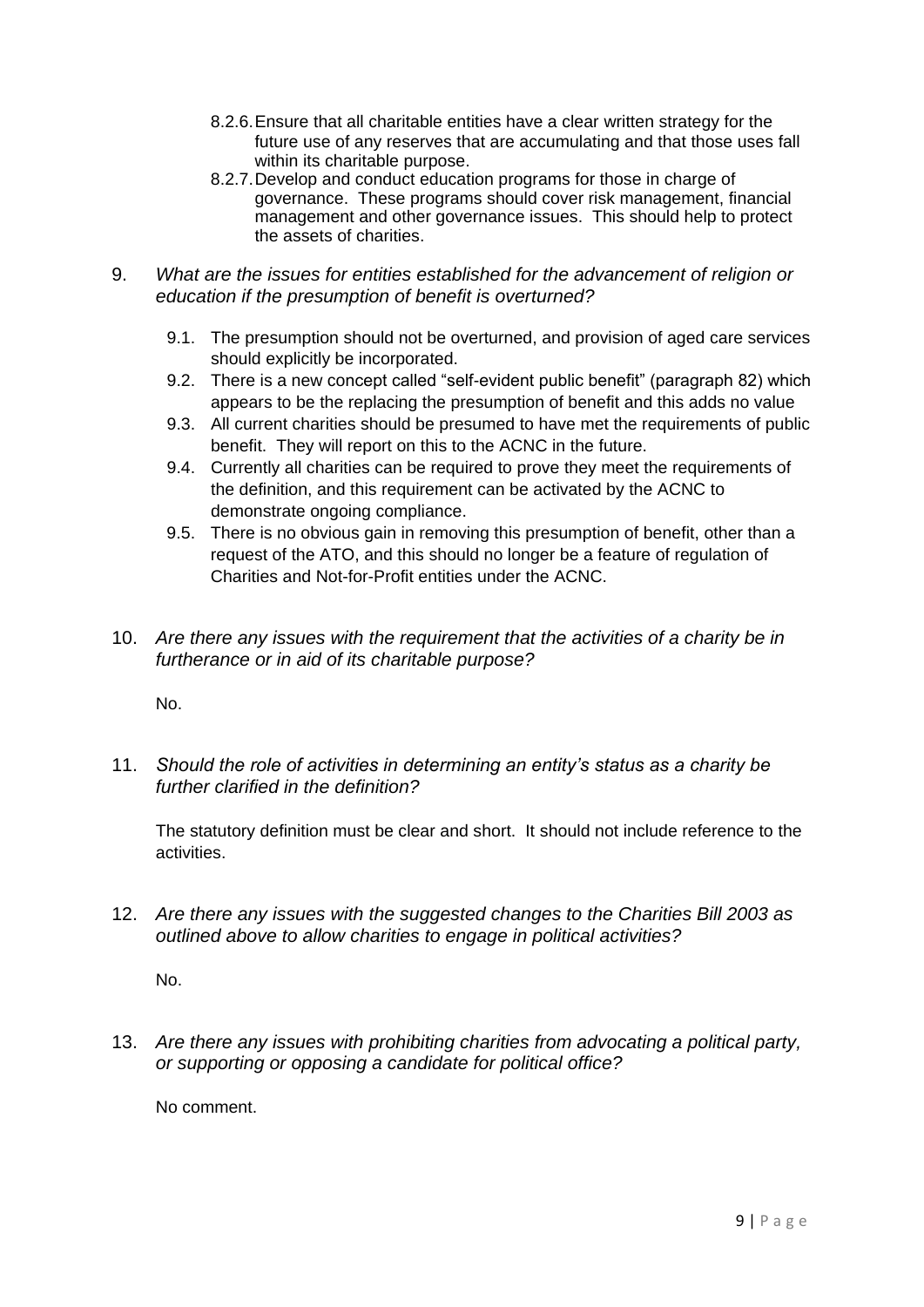8.2.6. Ensure that all charitable entities have a clear written strategy for the future use of any reserves that are accumulating and that those uses fall within its charitable purpose.

8.2.7. Develop and conduct education programs for those in charge of governance. These programs should cover risk management, financial management and other governance issues. This should help to protect the assets of charities.

9. *What are the issues for entities established for the advancement of religion or education if the presumption of benefit is overturned?*

   9.1. The presumption should not be overturned, and provision of aged care services should explicitly be incorporated.

   9.2. There is a new concept called "self-evident public benefit" (paragraph 82) which appears to be the replacing the presumption of benefit and this adds no value

   9.3. All current charities should be presumed to have met the requirements of public benefit. They will report on this to the ACNC in the future.

   9.4. Currently all charities can be required to prove they meet the requirements of the definition, and this requirement can be activated by the ACNC to demonstrate ongoing compliance.

   9.5. There is no obvious gain in removing this presumption of benefit, other than a request of the ATO, and this should no longer be a feature of regulation of Charities and Not-for-Profit entities under the ACNC.

10. *Are there any issues with the requirement that the activities of a charity be in furtherance or in aid of its charitable purpose?*

    No.

11. *Should the role of activities in determining an entity's status as a charity be further clarified in the definition?*

    The statutory definition must be clear and short. It should not include reference to the activities.

12. *Are there any issues with the suggested changes to the Charities Bill 2003 as outlined above to allow charities to engage in political activities?*

    No.

13. *Are there any issues with prohibiting charities from advocating a political party, or supporting or opposing a candidate for political office?*

    No comment.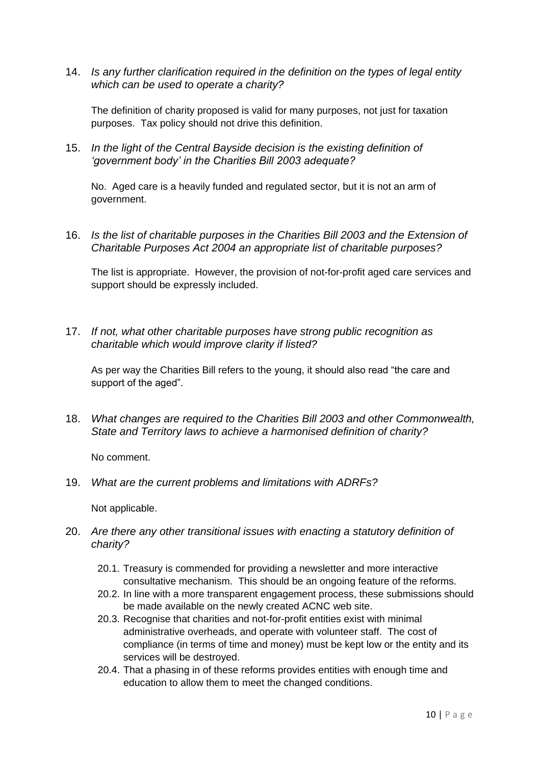14. *Is any further clarification required in the definition on the types of legal entity which can be used to operate a charity?*

    The definition of charity proposed is valid for many purposes, not just for taxation purposes. Tax policy should not drive this definition.

15. *In the light of the Central Bayside decision is the existing definition of 'government body' in the Charities Bill 2003 adequate?*

    No. Aged care is a heavily funded and regulated sector, but it is not an arm of government.

16. *Is the list of charitable purposes in the Charities Bill 2003 and the Extension of Charitable Purposes Act 2004 an appropriate list of charitable purposes?*

    The list is appropriate. However, the provision of not-for-profit aged care services and support should be expressly included.

17. *If not, what other charitable purposes have strong public recognition as charitable which would improve clarity if listed?*

    As per way the Charities Bill refers to the young, it should also read "the care and support of the aged".

18. *What changes are required to the Charities Bill 2003 and other Commonwealth, State and Territory laws to achieve a harmonised definition of charity?*

    No comment.

19. *What are the current problems and limitations with ADRFs?*

    Not applicable.

20. *Are there any other transitional issues with enacting a statutory definition of charity?*

    20.1. Treasury is commended for providing a newsletter and more interactive consultative mechanism. This should be an ongoing feature of the reforms.

    20.2. In line with a more transparent engagement process, these submissions should be made available on the newly created ACNC web site.

    20.3. Recognise that charities and not-for-profit entities exist with minimal administrative overheads, and operate with volunteer staff. The cost of compliance (in terms of time and money) must be kept low or the entity and its services will be destroyed.

    20.4. That a phasing in of these reforms provides entities with enough time and education to allow them to meet the changed conditions.